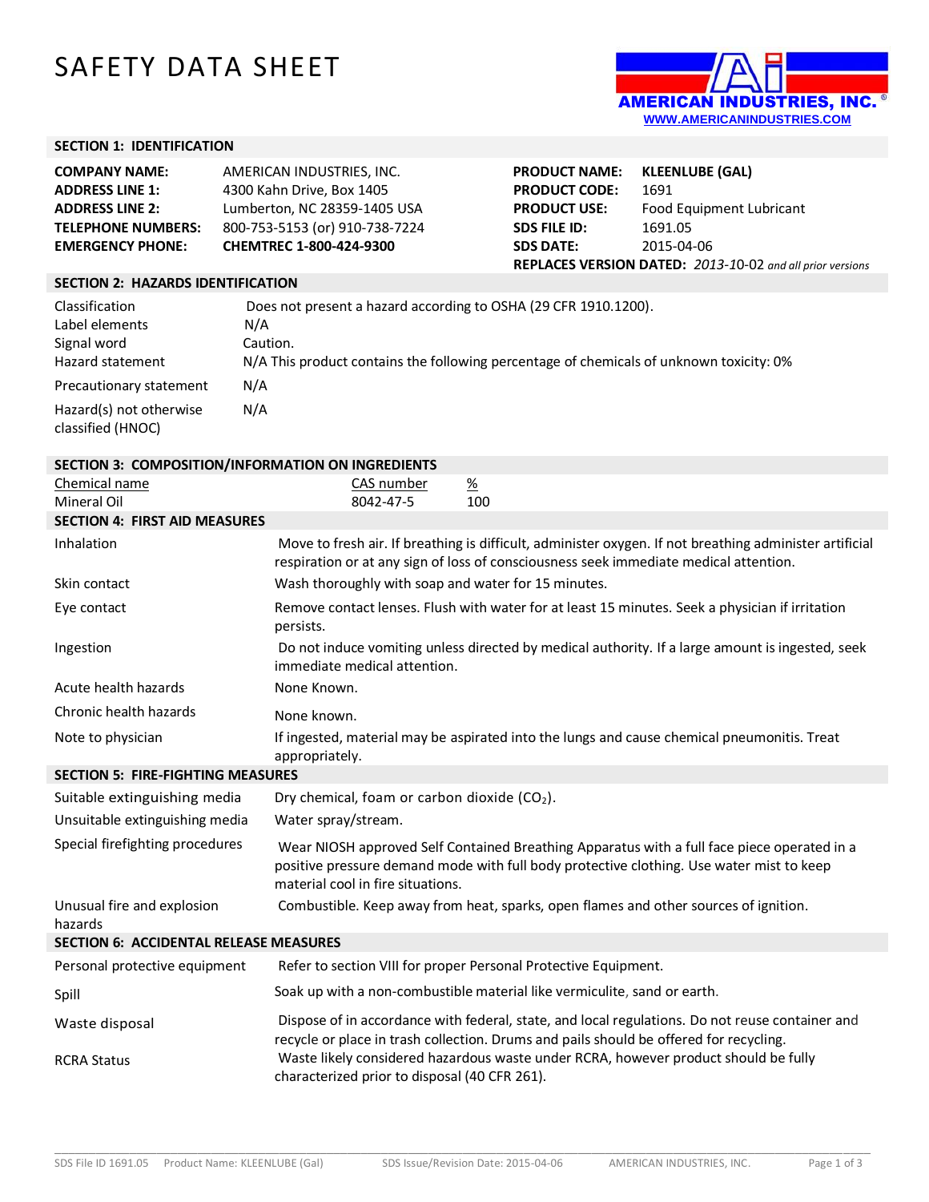# SAFETY DATA SHEET

AMERICAN INDUSTRIES, INC.®
WWW.AMERICANINDUSTRIES.COM

## SECTION 1: IDENTIFICATION

| | | | |
|---|---|---|---|
| **COMPANY NAME:** | AMERICAN INDUSTRIES, INC. | **PRODUCT NAME:** | **KLEENLUBE (GAL)** |
| **ADDRESS LINE 1:** | 4300 Kahn Drive, Box 1405 | **PRODUCT CODE:** | 1691 |
| **ADDRESS LINE 2:** | Lumberton, NC 28359-1405 USA | **PRODUCT USE:** | Food Equipment Lubricant |
| **TELEPHONE NUMBERS:** | 800-753-5153 (or) 910-738-7224 | **SDS FILE ID:** | 1691.05 |
| **EMERGENCY PHONE:** | **CHEMTREC 1-800-424-9300** | **SDS DATE:** | 2015-04-06 |

**REPLACES VERSION DATED:** *2013-10-02 and all prior versions*

## SECTION 2: HAZARDS IDENTIFICATION

| | |
|---|---|
| Classification | Does not present a hazard according to OSHA (29 CFR 1910.1200). |
| Label elements | N/A |
| Signal word | Caution. |
| Hazard statement | N/A This product contains the following percentage of chemicals of unknown toxicity: 0% |
| Precautionary statement | N/A |
| Hazard(s) not otherwise classified (HNOC) | N/A |

## SECTION 3: COMPOSITION/INFORMATION ON INGREDIENTS

| Chemical name | CAS number | % |
|---|---|---|
| Mineral Oil | 8042-47-5 | 100 |

## SECTION 4: FIRST AID MEASURES

| | |
|---|---|
| Inhalation | Move to fresh air. If breathing is difficult, administer oxygen. If not breathing administer artificial respiration or at any sign of loss of consciousness seek immediate medical attention. |
| Skin contact | Wash thoroughly with soap and water for 15 minutes. |
| Eye contact | Remove contact lenses. Flush with water for at least 15 minutes. Seek a physician if irritation persists. |
| Ingestion | Do not induce vomiting unless directed by medical authority. If a large amount is ingested, seek immediate medical attention. |
| Acute health hazards | None Known. |
| Chronic health hazards | None known. |
| Note to physician | If ingested, material may be aspirated into the lungs and cause chemical pneumonitis. Treat appropriately. |

## SECTION 5: FIRE-FIGHTING MEASURES

| | |
|---|---|
| Suitable extinguishing media | Dry chemical, foam or carbon dioxide ($CO_2$). |
| Unsuitable extinguishing media | Water spray/stream. |
| Special firefighting procedures | Wear NIOSH approved Self Contained Breathing Apparatus with a full face piece operated in a positive pressure demand mode with full body protective clothing. Use water mist to keep material cool in fire situations. |
| Unusual fire and explosion hazards | Combustible. Keep away from heat, sparks, open flames and other sources of ignition. |

## SECTION 6: ACCIDENTAL RELEASE MEASURES

| | |
|---|---|
| Personal protective equipment | Refer to section VIII for proper Personal Protective Equipment. |
| Spill | Soak up with a non-combustible material like vermiculite, sand or earth. |
| Waste disposal | Dispose of in accordance with federal, state, and local regulations. Do not reuse container and recycle or place in trash collection. Drums and pails should be offered for recycling. |
| RCRA Status | Waste likely considered hazardous waste under RCRA, however product should be fully characterized prior to disposal (40 CFR 261). |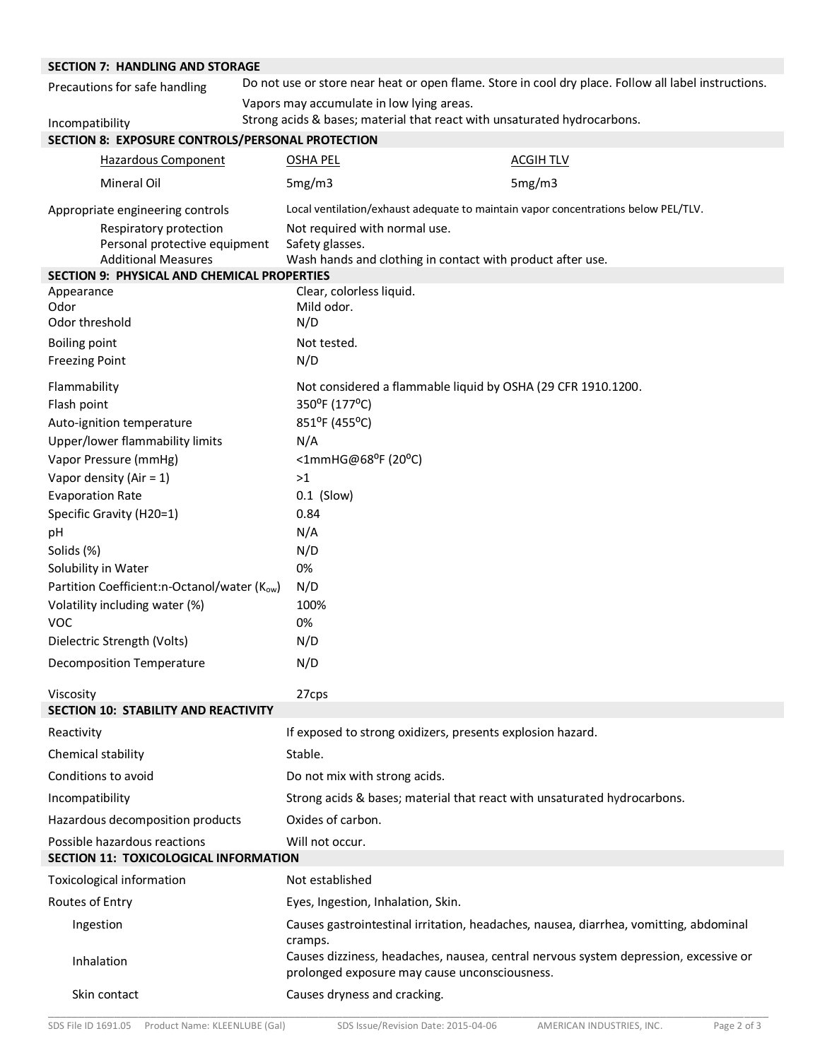## SECTION 7: HANDLING AND STORAGE

| | |
|---|---|
| Precautions for safe handling | Do not use or store near heat or open flame. Store in cool dry place. Follow all label instructions. Vapors may accumulate in low lying areas. |
| Incompatibility | Strong acids & bases; material that react with unsaturated hydrocarbons. |

## SECTION 8: EXPOSURE CONTROLS/PERSONAL PROTECTION

| Hazardous Component | OSHA PEL | ACGIH TLV |
|---|---|---|
| Mineral Oil | 5mg/m3 | 5mg/m3 |

| | |
|---|---|
| Appropriate engineering controls | Local ventilation/exhaust adequate to maintain vapor concentrations below PEL/TLV. |
| Respiratory protection | Not required with normal use. |
| Personal protective equipment | Safety glasses. |
| Additional Measures | Wash hands and clothing in contact with product after use. |

## SECTION 9: PHYSICAL AND CHEMICAL PROPERTIES

| | |
|---|---|
| Appearance | Clear, colorless liquid. |
| Odor | Mild odor. |
| Odor threshold | N/D |
| Boiling point | Not tested. |
| Freezing Point | N/D |
| Flammability | Not considered a flammable liquid by OSHA (29 CFR 1910.1200. |
| Flash point | 350$^{o}$F (177$^{o}$C) |
| Auto-ignition temperature | 851$^{o}$F (455$^{o}$C) |
| Upper/lower flammability limits | N/A |
| Vapor Pressure (mmHg) | <1mmHG@68$^{o}$F (20$^{o}$C) |
| Vapor density (Air = 1) | >1 |
| Evaporation Rate | 0.1 (Slow) |
| Specific Gravity (H20=1) | 0.84 |
| pH | N/A |
| Solids (%) | N/D |
| Solubility in Water | 0% |
| Partition Coefficient:n-Octanol/water ($K_{ow}$) | N/D |
| Volatility including water (%) | 100% |
| VOC | 0% |
| Dielectric Strength (Volts) | N/D |
| Decomposition Temperature | N/D |
| Viscosity | 27cps |

## SECTION 10: STABILITY AND REACTIVITY

| | |
|---|---|
| Reactivity | If exposed to strong oxidizers, presents explosion hazard. |
| Chemical stability | Stable. |
| Conditions to avoid | Do not mix with strong acids. |
| Incompatibility | Strong acids & bases; material that react with unsaturated hydrocarbons. |
| Hazardous decomposition products | Oxides of carbon. |
| Possible hazardous reactions | Will not occur. |

## SECTION 11: TOXICOLOGICAL INFORMATION

| | |
|---|---|
| Toxicological information | Not established |
| Routes of Entry | Eyes, Ingestion, Inhalation, Skin. |
| Ingestion | Causes gastrointestinal irritation, headaches, nausea, diarrhea, vomitting, abdominal cramps. |
| Inhalation | Causes dizziness, headaches, nausea, central nervous system depression, excessive or prolonged exposure may cause unconsciousness. |
| Skin contact | Causes dryness and cracking. |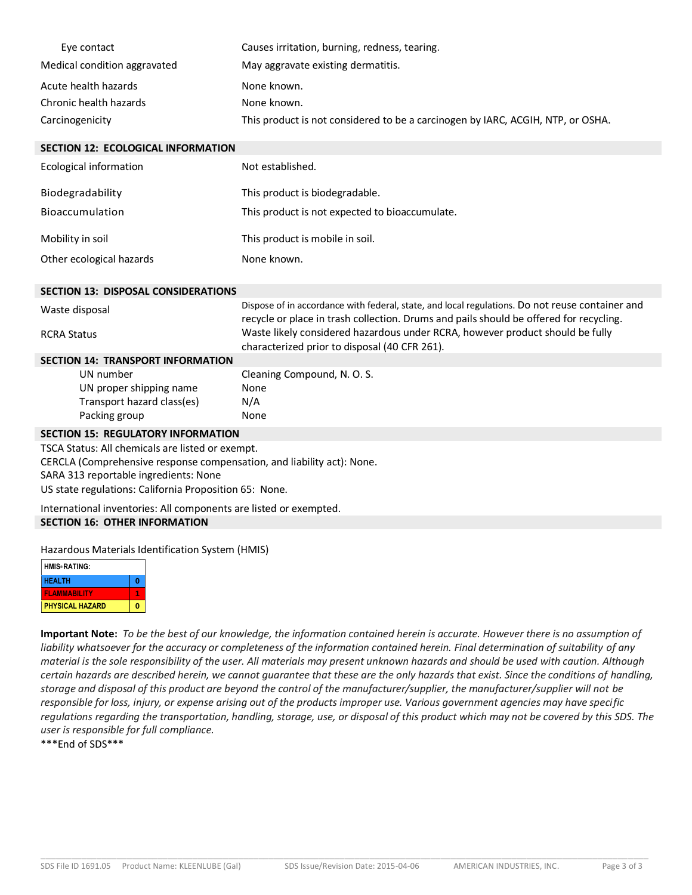| | |
|---|---|
| Eye contact | Causes irritation, burning, redness, tearing. |
| Medical condition aggravated | May aggravate existing dermatitis. |
| Acute health hazards | None known. |
| Chronic health hazards | None known. |
| Carcinogenicity | This product is not considered to be a carcinogen by IARC, ACGIH, NTP, or OSHA. |

## SECTION 12: ECOLOGICAL INFORMATION

| | |
|---|---|
| Ecological information | Not established. |
| Biodegradability | This product is biodegradable. |
| Bioaccumulation | This product is not expected to bioaccumulate. |
| Mobility in soil | This product is mobile in soil. |
| Other ecological hazards | None known. |

## SECTION 13: DISPOSAL CONSIDERATIONS

| | |
|---|---|
| Waste disposal | Dispose of in accordance with federal, state, and local regulations. Do not reuse container and recycle or place in trash collection. Drums and pails should be offered for recycling. |
| RCRA Status | Waste likely considered hazardous under RCRA, however product should be fully characterized prior to disposal (40 CFR 261). |

## SECTION 14: TRANSPORT INFORMATION

| | |
|---|---|
| UN number | Cleaning Compound, N. O. S. |
| UN proper shipping name | None |
| Transport hazard class(es) | N/A |
| Packing group | None |

## SECTION 15: REGULATORY INFORMATION

TSCA Status: All chemicals are listed or exempt.
CERCLA (Comprehensive response compensation, and liability act): None.
SARA 313 reportable ingredients: None
US state regulations: California Proposition 65: None.

International inventories: All components are listed or exempted.

## SECTION 16: OTHER INFORMATION

Hazardous Materials Identification System (HMIS)

| HMIS® RATING: | |
|---|---|
| HEALTH | 0 |
| FLAMMABILITY | 1 |
| PHYSICAL HAZARD | 0 |

**Important Note:** *To be the best of our knowledge, the information contained herein is accurate. However there is no assumption of liability whatsoever for the accuracy or completeness of the information contained herein. Final determination of suitability of any material is the sole responsibility of the user. All materials may present unknown hazards and should be used with caution. Although certain hazards are described herein, we cannot guarantee that these are the only hazards that exist. Since the conditions of handling, storage and disposal of this product are beyond the control of the manufacturer/supplier, the manufacturer/supplier will not be responsible for loss, injury, or expense arising out of the products improper use. Various government agencies may have specific regulations regarding the transportation, handling, storage, use, or disposal of this product which may not be covered by this SDS. The user is responsible for full compliance.*

***End of SDS***